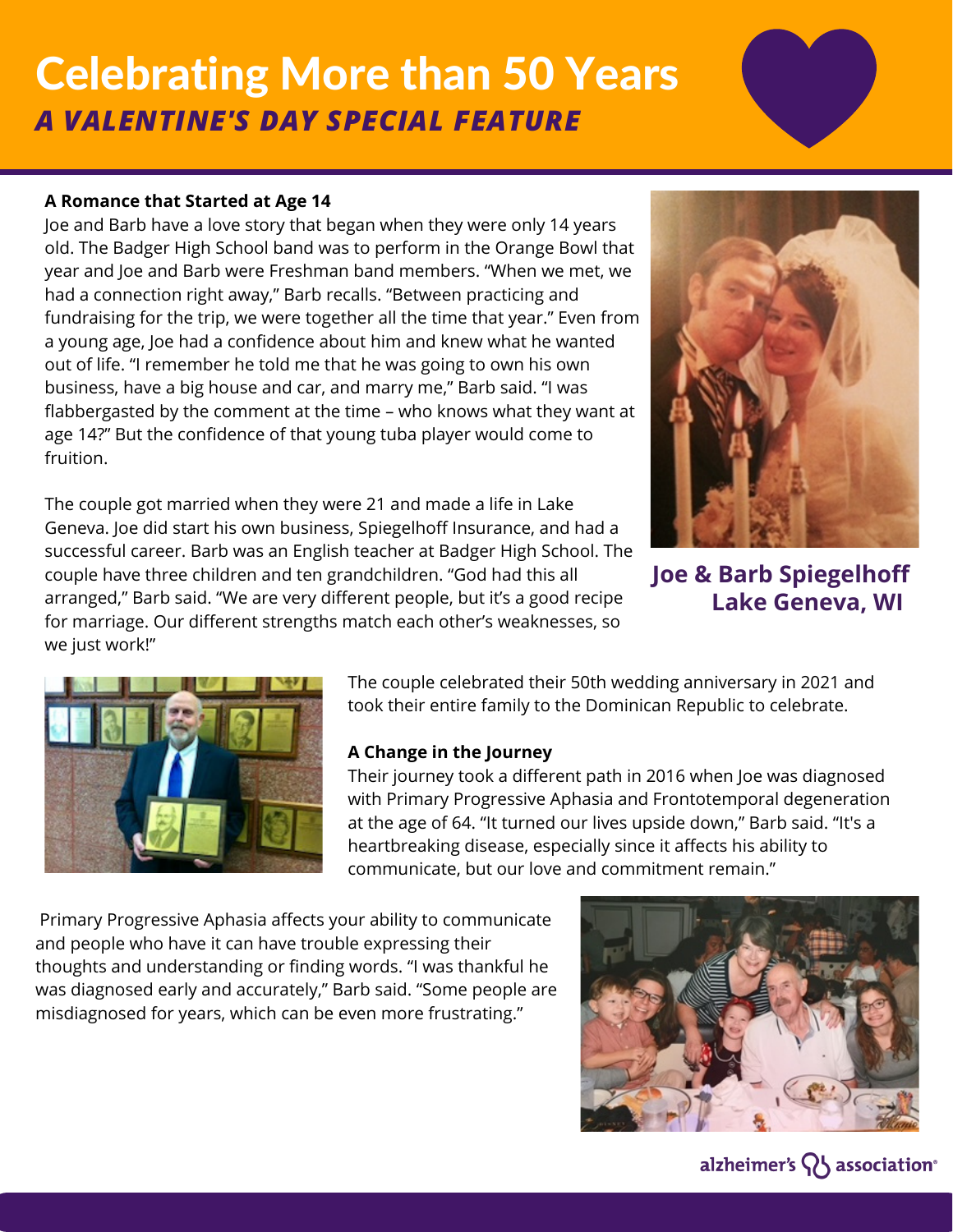# Celebrating More than 50 Years

## *A VALENTINE'S DAY SPECIAL FEATURE*

**A Romance that Started at Age 14**

Joe and Barb have a love story that began when they were only 14 years old. The Badger High School band was to perform in the Orange Bowl that year and Joe and Barb were Freshman band members. "When we met, we had a connection right away," Barb recalls. "Between practicing and fundraising for the trip, we were together all the time that year." Even from a young age, Joe had a confidence about him and knew what he wanted out of life. "I remember he told me that he was going to own his own business, have a big house and car, and marry me," Barb said. "I was flabbergasted by the comment at the time – who knows what they want at age 14?" But the confidence of that young tuba player would come to fruition.

The couple got married when they were 21 and made a life in Lake Geneva. Joe did start his own business, Spiegelhoff Insurance, and had a successful career. Barb was an English teacher at Badger High School. The couple have three children and ten grandchildren. "God had this all arranged," Barb said. "We are very different people, but it's a good recipe for marriage. Our different strengths match each other's weaknesses, so we just work!"

**Joe & Barb Spiegelhoff**
**Lake Geneva, WI**

The couple celebrated their 50th wedding anniversary in 2021 and took their entire family to the Dominican Republic to celebrate.

**A Change in the Journey**

Their journey took a different path in 2016 when Joe was diagnosed with Primary Progressive Aphasia and Frontotemporal degeneration at the age of 64. "It turned our lives upside down," Barb said. "It's a heartbreaking disease, especially since it affects his ability to communicate, but our love and commitment remain."

Primary Progressive Aphasia affects your ability to communicate and people who have it can have trouble expressing their thoughts and understanding or finding words. "I was thankful he was diagnosed early and accurately," Barb said. "Some people are misdiagnosed for years, which can be even more frustrating."

alzheimer's association®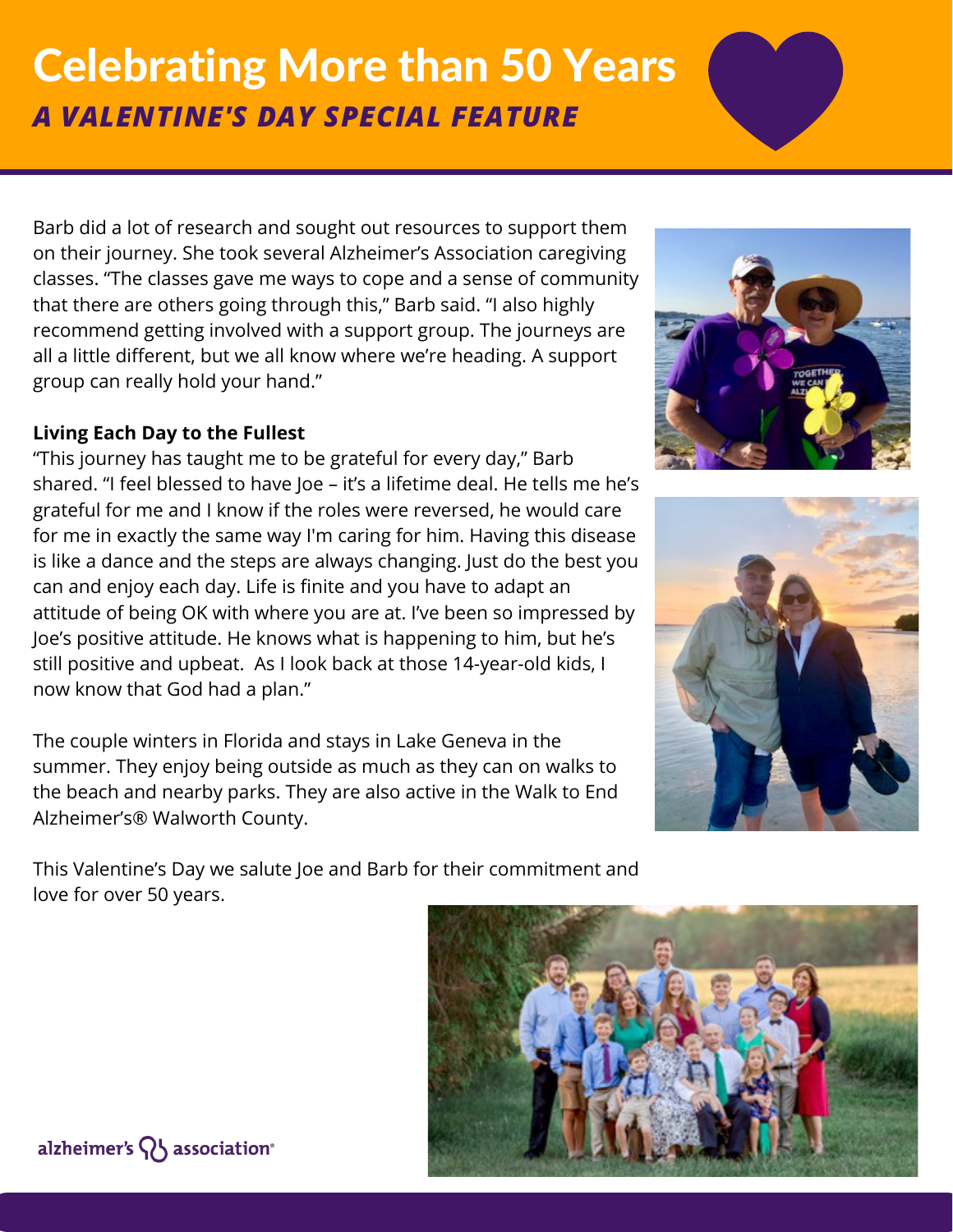# Celebrating More than 50 Years

## *A VALENTINE'S DAY SPECIAL FEATURE*

Barb did a lot of research and sought out resources to support them on their journey. She took several Alzheimer's Association caregiving classes. "The classes gave me ways to cope and a sense of community that there are others going through this," Barb said. "I also highly recommend getting involved with a support group. The journeys are all a little different, but we all know where we're heading. A support group can really hold your hand."

**Living Each Day to the Fullest**

"This journey has taught me to be grateful for every day," Barb shared. "I feel blessed to have Joe – it's a lifetime deal. He tells me he's grateful for me and I know if the roles were reversed, he would care for me in exactly the same way I'm caring for him. Having this disease is like a dance and the steps are always changing. Just do the best you can and enjoy each day. Life is finite and you have to adapt an attitude of being OK with where you are at. I've been so impressed by Joe's positive attitude. He knows what is happening to him, but he's still positive and upbeat. As I look back at those 14-year-old kids, I now know that God had a plan."

The couple winters in Florida and stays in Lake Geneva in the summer. They enjoy being outside as much as they can on walks to the beach and nearby parks. They are also active in the Walk to End Alzheimer's® Walworth County.

This Valentine's Day we salute Joe and Barb for their commitment and love for over 50 years.

alzheimer's association®